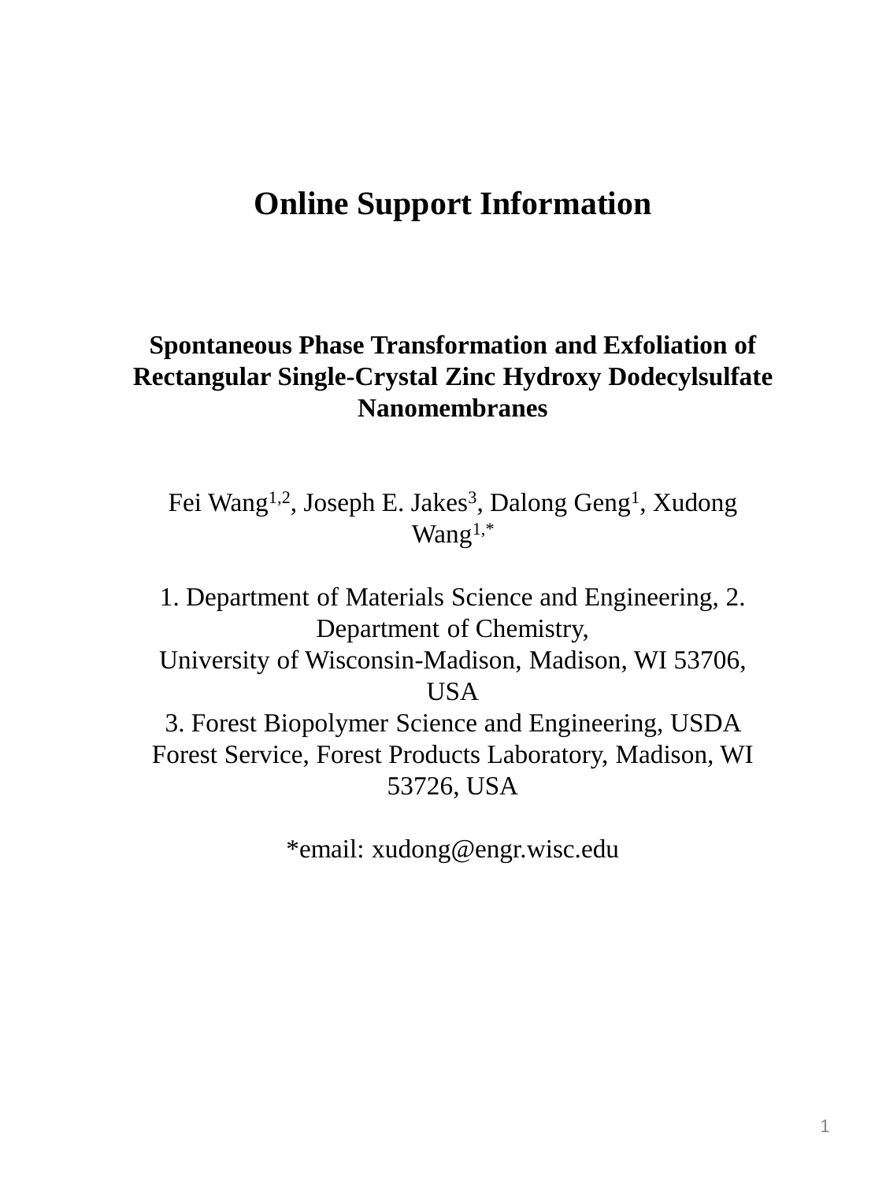# Online Support Information

## Spontaneous Phase Transformation and Exfoliation of Rectangular Single-Crystal Zinc Hydroxy Dodecylsulfate Nanomembranes

Fei Wang[1,2], Joseph E. Jakes[3], Dalong Geng[1], Xudong Wang[1,*]

1. Department of Materials Science and Engineering, 2. Department of Chemistry,
University of Wisconsin-Madison, Madison, WI 53706, USA
3. Forest Biopolymer Science and Engineering, USDA Forest Service, Forest Products Laboratory, Madison, WI 53726, USA

*email: xudong@engr.wisc.edu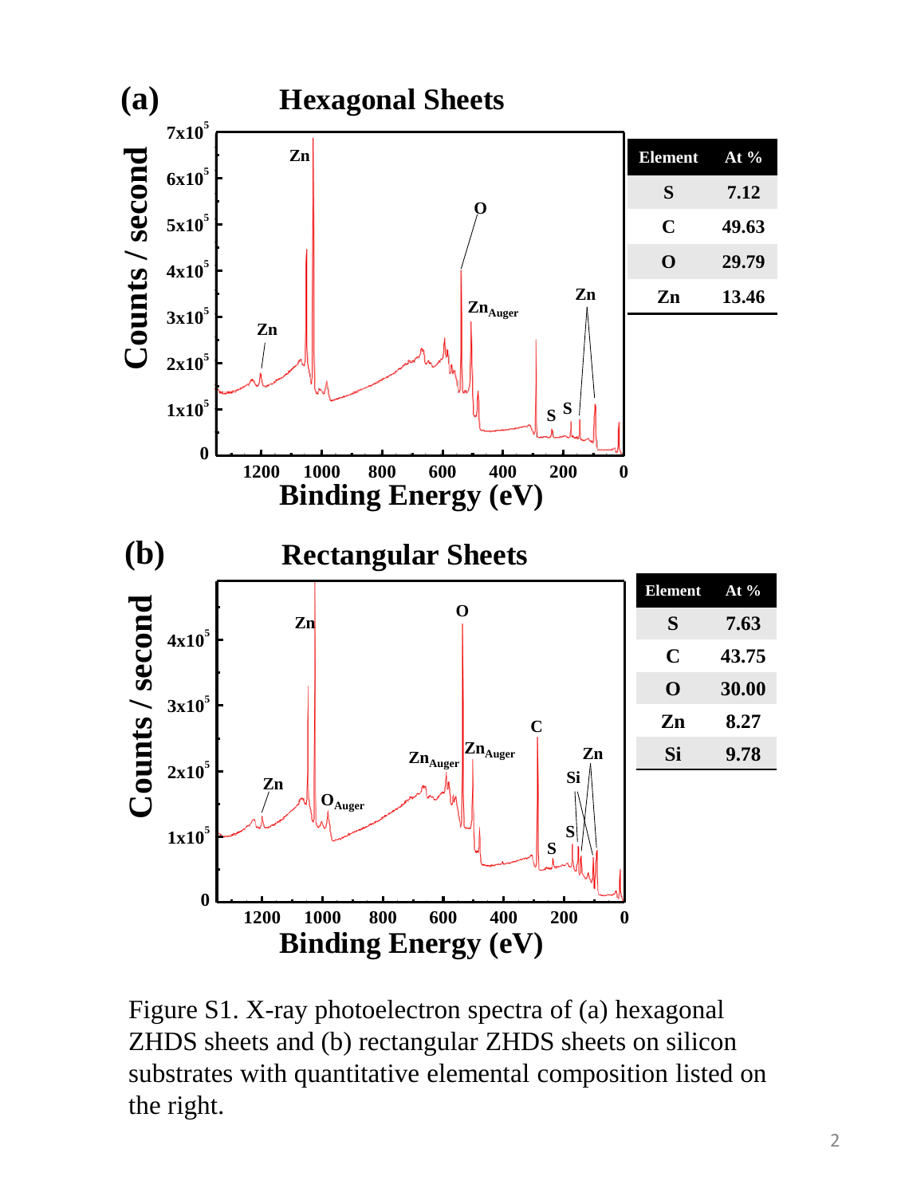**(a)** **Hexagonal Sheets**

| Element | At % |
|---|---|
| S | 7.12 |
| C | 49.63 |
| O | 29.79 |
| Zn | 13.46 |

**(b)** **Rectangular Sheets**

| Element | At % |
|---|---|
| S | 7.63 |
| C | 43.75 |
| O | 30.00 |
| Zn | 8.27 |
| Si | 9.78 |

Figure S1. X-ray photoelectron spectra of (a) hexagonal ZHDS sheets and (b) rectangular ZHDS sheets on silicon substrates with quantitative elemental composition listed on the right.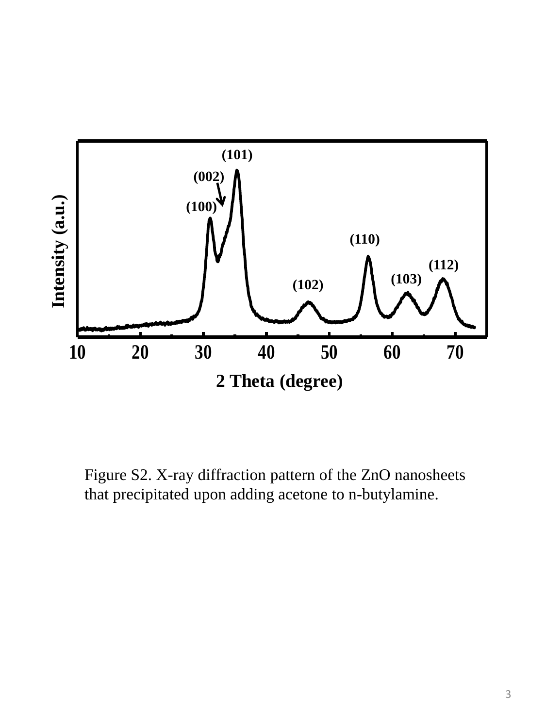Figure S2. X-ray diffraction pattern of the ZnO nanosheets that precipitated upon adding acetone to n-butylamine.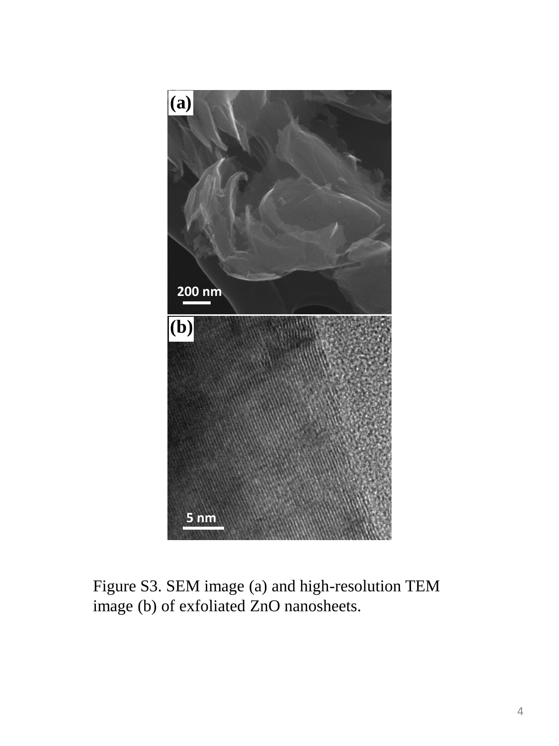Figure S3. SEM image (a) and high-resolution TEM image (b) of exfoliated ZnO nanosheets.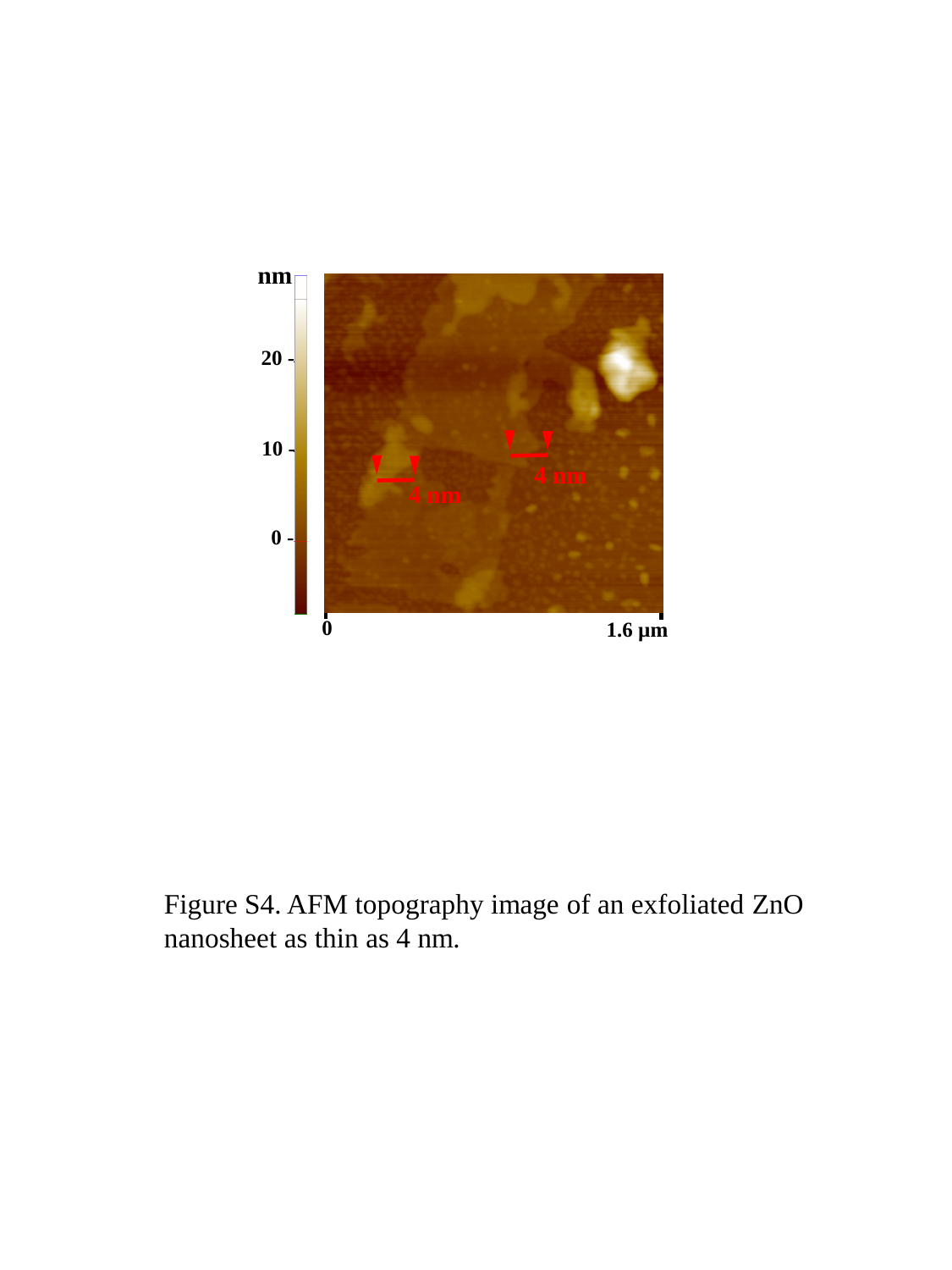nm

20

10

0

4 nm

4 nm

0

1.6 μm

Figure S4. AFM topography image of an exfoliated ZnO nanosheet as thin as 4 nm.